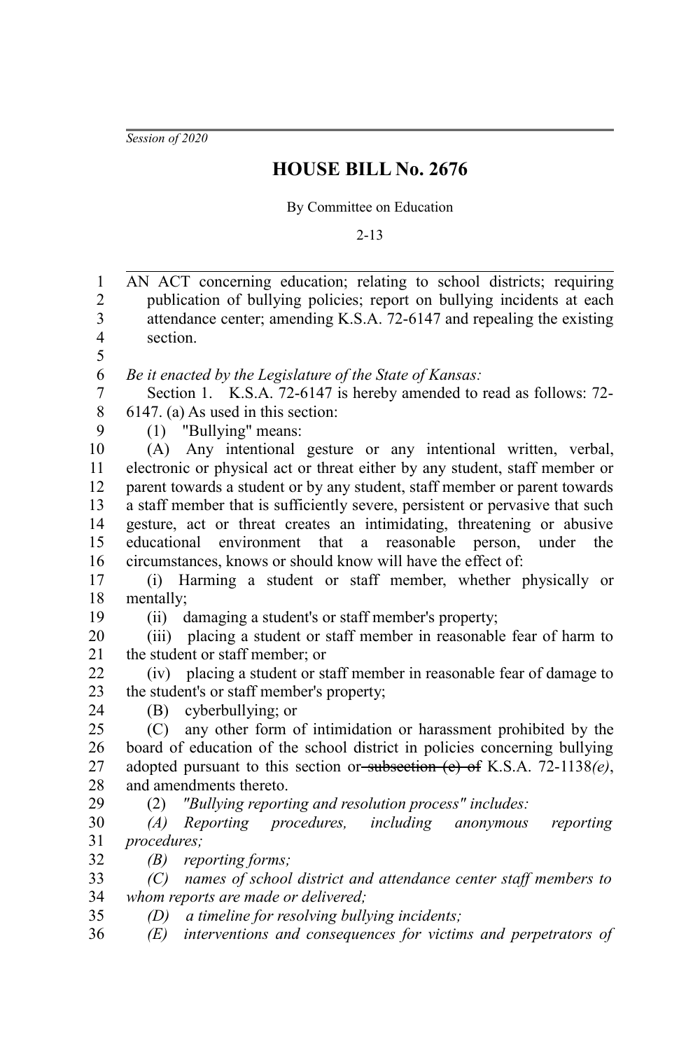*Session of 2020*

# HOUSE BILL No. 2676

By Committee on Education

2-13

AN ACT concerning education; relating to school districts; requiring publication of bullying policies; report on bullying incidents at each attendance center; amending K.S.A. 72-6147 and repealing the existing section.

*Be it enacted by the Legislature of the State of Kansas:*

Section 1. K.S.A. 72-6147 is hereby amended to read as follows: 72-6147. (a) As used in this section:

(1) "Bullying" means:

(A) Any intentional gesture or any intentional written, verbal, electronic or physical act or threat either by any student, staff member or parent towards a student or by any student, staff member or parent towards a staff member that is sufficiently severe, persistent or pervasive that such gesture, act or threat creates an intimidating, threatening or abusive educational environment that a reasonable person, under the circumstances, knows or should know will have the effect of:

(i) Harming a student or staff member, whether physically or mentally;

(ii) damaging a student's or staff member's property;

(iii) placing a student or staff member in reasonable fear of harm to the student or staff member; or

(iv) placing a student or staff member in reasonable fear of damage to the student's or staff member's property;

(B) cyberbullying; or

(C) any other form of intimidation or harassment prohibited by the board of education of the school district in policies concerning bullying adopted pursuant to this section or ~~subsection (e) of~~ K.S.A. 72-1138*(e)*, and amendments thereto.

(2) *"Bullying reporting and resolution process" includes:*

*(A) Reporting procedures, including anonymous reporting procedures;*

*(B) reporting forms;*

*(C) names of school district and attendance center staff members to whom reports are made or delivered;*

*(D) a timeline for resolving bullying incidents;*

*(E) interventions and consequences for victims and perpetrators of*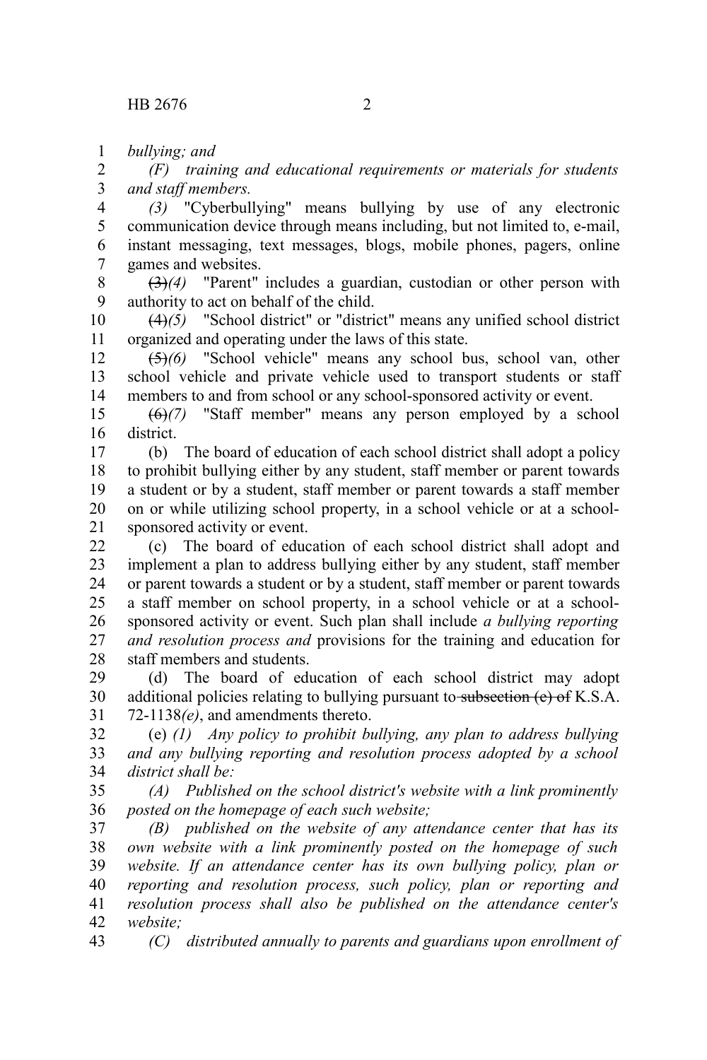*bullying; and*

*(F) training and educational requirements or materials for students and staff members.*

*(3)* "Cyberbullying" means bullying by use of any electronic communication device through means including, but not limited to, e-mail, instant messaging, text messages, blogs, mobile phones, pagers, online games and websites.

~~(3)~~*(4)* "Parent" includes a guardian, custodian or other person with authority to act on behalf of the child.

~~(4)~~*(5)* "School district" or "district" means any unified school district organized and operating under the laws of this state.

~~(5)~~*(6)* "School vehicle" means any school bus, school van, other school vehicle and private vehicle used to transport students or staff members to and from school or any school-sponsored activity or event.

~~(6)~~*(7)* "Staff member" means any person employed by a school district.

(b) The board of education of each school district shall adopt a policy to prohibit bullying either by any student, staff member or parent towards a student or by a student, staff member or parent towards a staff member on or while utilizing school property, in a school vehicle or at a school-sponsored activity or event.

(c) The board of education of each school district shall adopt and implement a plan to address bullying either by any student, staff member or parent towards a student or by a student, staff member or parent towards a staff member on school property, in a school vehicle or at a school-sponsored activity or event. Such plan shall include *a bullying reporting and resolution process and* provisions for the training and education for staff members and students.

(d) The board of education of each school district may adopt additional policies relating to bullying pursuant to ~~subsection (e) of~~ K.S.A. 72-1138*(e)*, and amendments thereto.

(e) *(1) Any policy to prohibit bullying, any plan to address bullying and any bullying reporting and resolution process adopted by a school district shall be:*

*(A) Published on the school district's website with a link prominently posted on the homepage of each such website;*

*(B) published on the website of any attendance center that has its own website with a link prominently posted on the homepage of such website. If an attendance center has its own bullying policy, plan or reporting and resolution process, such policy, plan or reporting and resolution process shall also be published on the attendance center's website;*

*(C) distributed annually to parents and guardians upon enrollment of*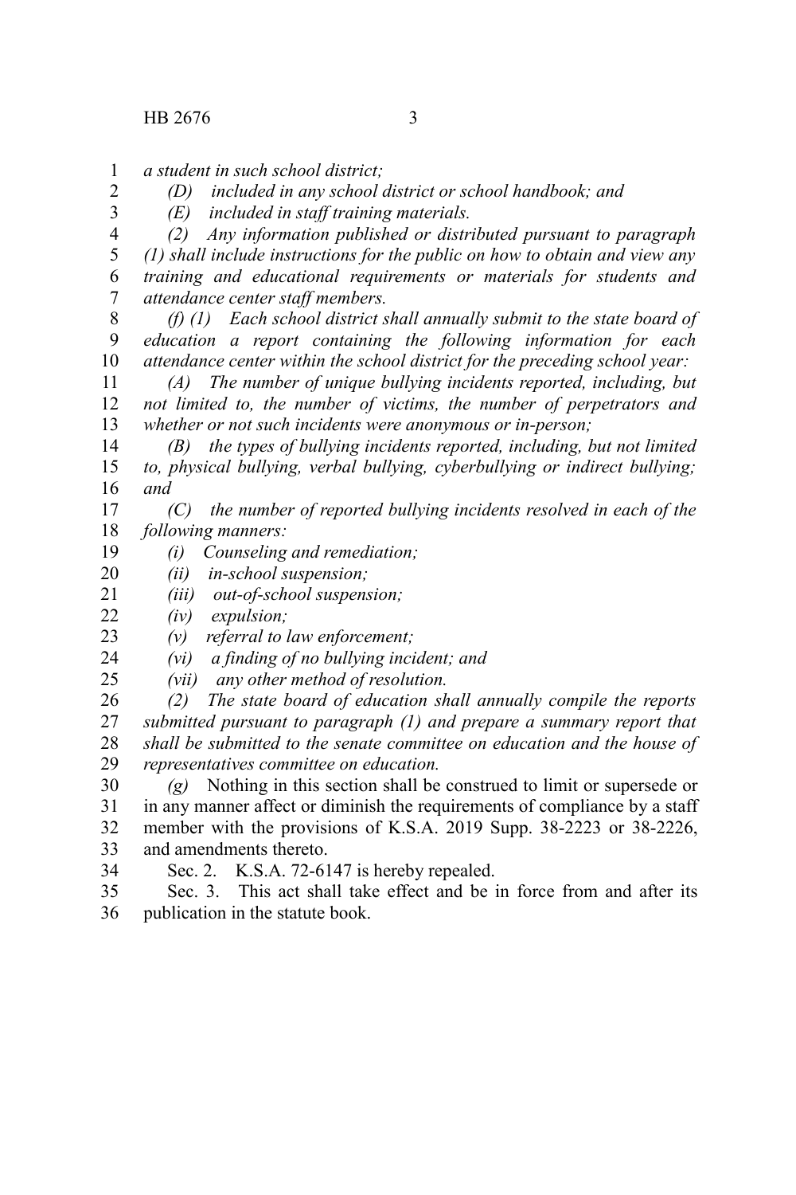*a student in such school district;*

*(D) included in any school district or school handbook; and*

*(E) included in staff training materials.*

*(2) Any information published or distributed pursuant to paragraph (1) shall include instructions for the public on how to obtain and view any training and educational requirements or materials for students and attendance center staff members.*

*(f) (1) Each school district shall annually submit to the state board of education a report containing the following information for each attendance center within the school district for the preceding school year:*

*(A) The number of unique bullying incidents reported, including, but not limited to, the number of victims, the number of perpetrators and whether or not such incidents were anonymous or in-person;*

*(B) the types of bullying incidents reported, including, but not limited to, physical bullying, verbal bullying, cyberbullying or indirect bullying; and*

*(C) the number of reported bullying incidents resolved in each of the following manners:*

*(i) Counseling and remediation;*

*(ii) in-school suspension;*

*(iii) out-of-school suspension;*

*(iv) expulsion;*

*(v) referral to law enforcement;*

*(vi) a finding of no bullying incident; and*

*(vii) any other method of resolution.*

*(2) The state board of education shall annually compile the reports submitted pursuant to paragraph (1) and prepare a summary report that shall be submitted to the senate committee on education and the house of representatives committee on education.*

*(g)* Nothing in this section shall be construed to limit or supersede or in any manner affect or diminish the requirements of compliance by a staff member with the provisions of K.S.A. 2019 Supp. 38-2223 or 38-2226, and amendments thereto.

Sec. 2. K.S.A. 72-6147 is hereby repealed.

Sec. 3. This act shall take effect and be in force from and after its publication in the statute book.